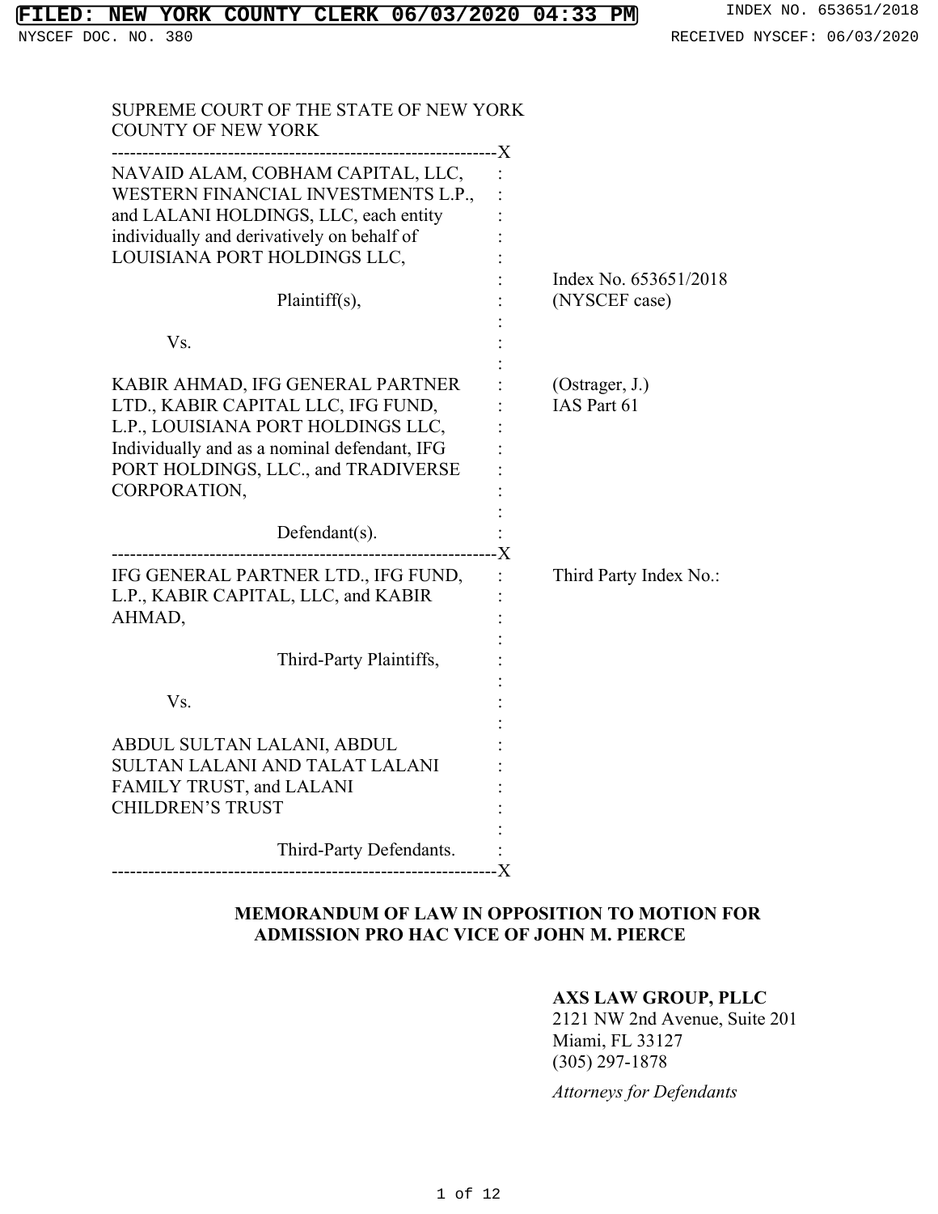FILED: NEW YORK COUNTY CLERK 06/03/2020 04:33 PM

INDEX NO. 653651/2018

NYSCEF DOC. NO. 380

RECEIVED NYSCEF: 06/03/2020

SUPREME COURT OF THE STATE OF NEW YORK
COUNTY OF NEW YORK

| | |
|---|---|
| NAVAID ALAM, COBHAM CAPITAL, LLC, WESTERN FINANCIAL INVESTMENTS L.P., and LALANI HOLDINGS, LLC, each entity individually and derivatively on behalf of LOUISIANA PORT HOLDINGS LLC,<br><br>Plaintiff(s),<br><br>Vs.<br><br>KABIR AHMAD, IFG GENERAL PARTNER LTD., KABIR CAPITAL LLC, IFG FUND, L.P., LOUISIANA PORT HOLDINGS LLC, Individually and as a nominal defendant, IFG PORT HOLDINGS, LLC., and TRADIVERSE CORPORATION,<br><br>Defendant(s). | Index No. 653651/2018<br>(NYSCEF case)<br><br>(Ostrager, J.)<br>IAS Part 61 |
| IFG GENERAL PARTNER LTD., IFG FUND, L.P., KABIR CAPITAL, LLC, and KABIR AHMAD,<br><br>Third-Party Plaintiffs,<br><br>Vs.<br><br>ABDUL SULTAN LALANI, ABDUL SULTAN LALANI AND TALAT LALANI FAMILY TRUST, and LALANI CHILDREN'S TRUST<br><br>Third-Party Defendants. | Third Party Index No.: |

**MEMORANDUM OF LAW IN OPPOSITION TO MOTION FOR ADMISSION PRO HAC VICE OF JOHN M. PIERCE**

**AXS LAW GROUP, PLLC**
2121 NW 2nd Avenue, Suite 201
Miami, FL 33127
(305) 297-1878

*Attorneys for Defendants*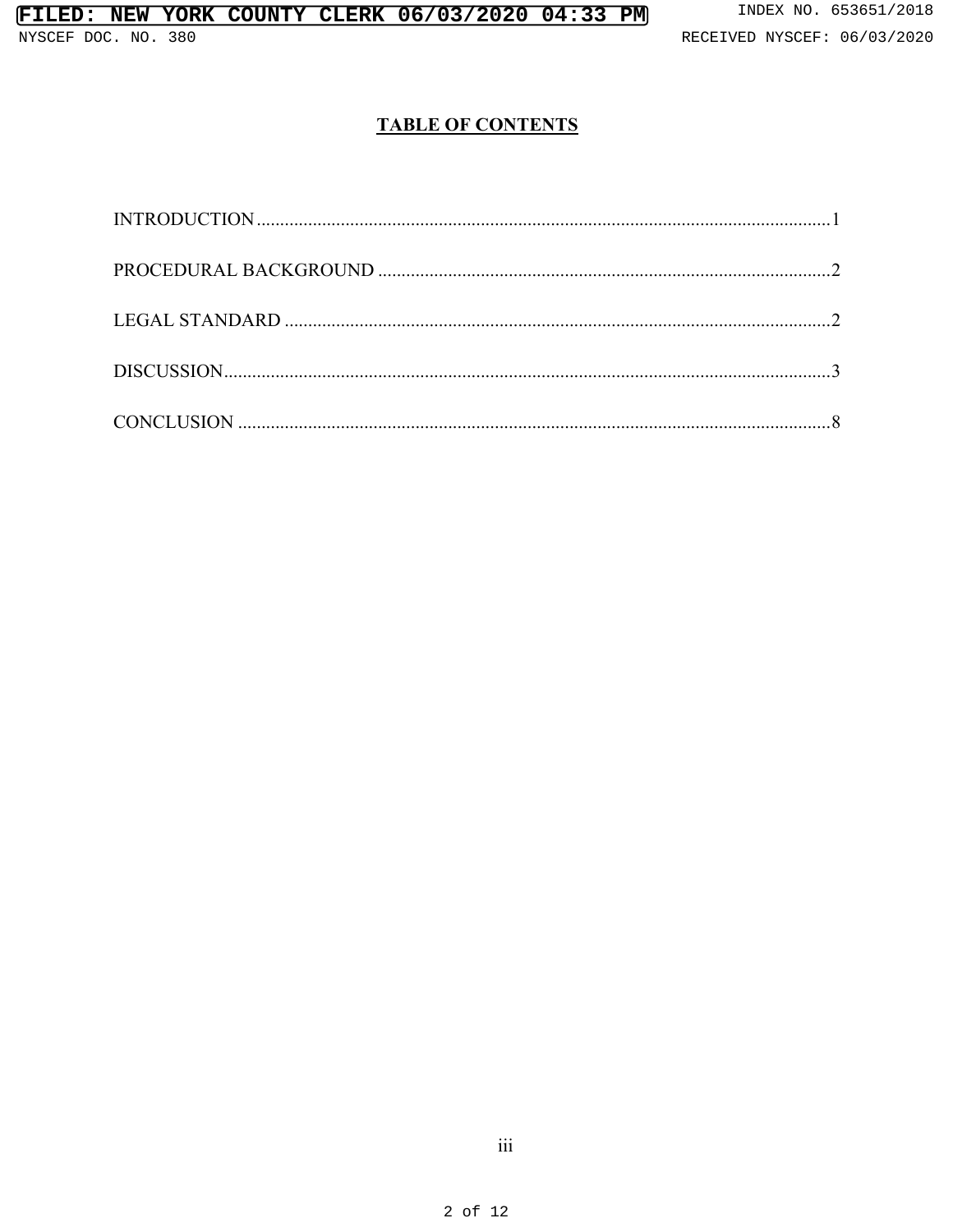## TABLE OF CONTENTS

INTRODUCTION ........................................................................................................................ 1

PROCEDURAL BACKGROUND ................................................................................................ 2

LEGAL STANDARD .................................................................................................................. 2

DISCUSSION.............................................................................................................................. 3

CONCLUSION ........................................................................................................................... 8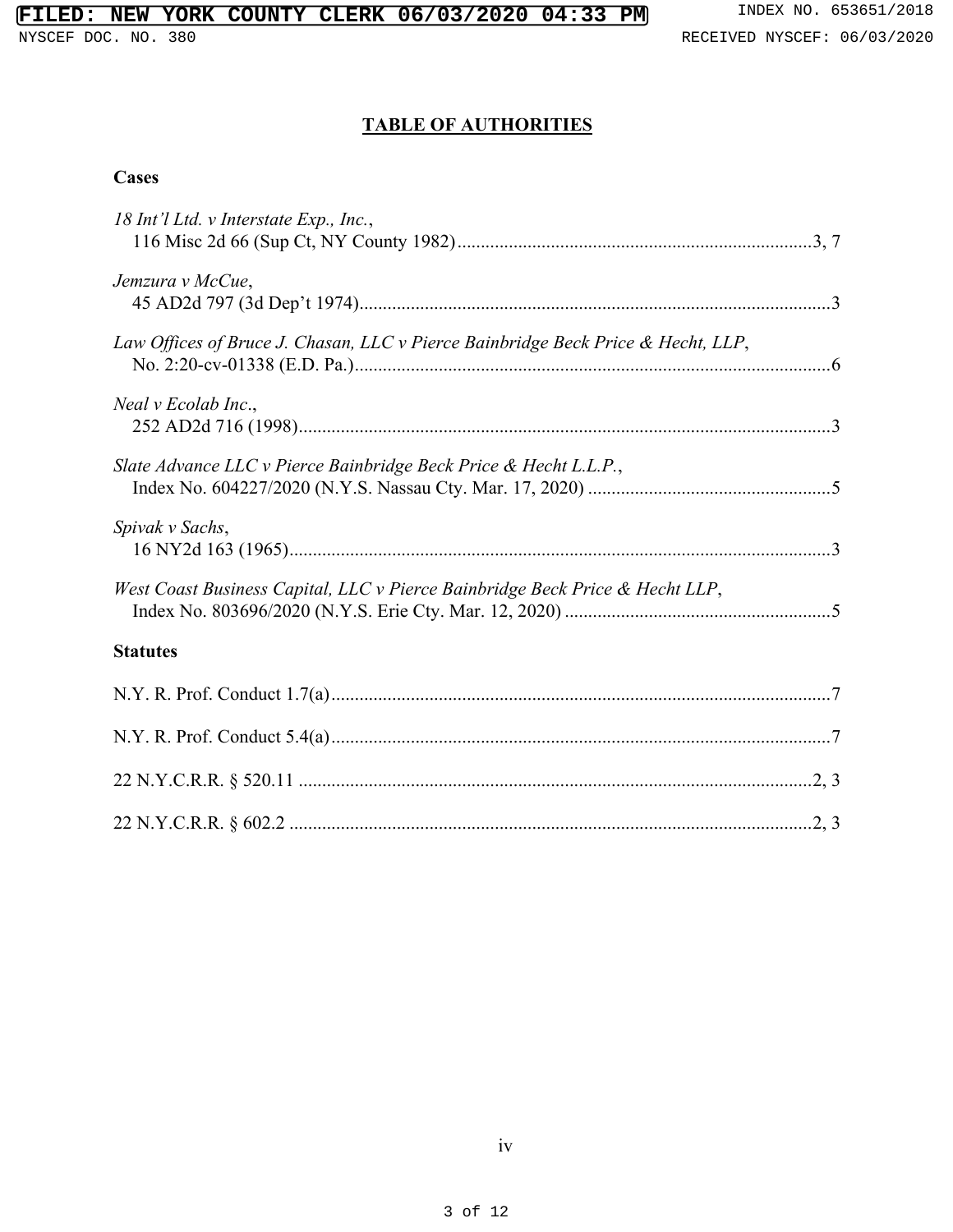# TABLE OF AUTHORITIES

## Cases

*18 Int'l Ltd. v Interstate Exp., Inc.*,
116 Misc 2d 66 (Sup Ct, NY County 1982) ............ 3, 7

*Jemzura v McCue*,
45 AD2d 797 (3d Dep't 1974) ............ 3

*Law Offices of Bruce J. Chasan, LLC v Pierce Bainbridge Beck Price & Hecht, LLP*,
No. 2:20-cv-01338 (E.D. Pa.) ............ 6

*Neal v Ecolab Inc.*,
252 AD2d 716 (1998) ............ 3

*Slate Advance LLC v Pierce Bainbridge Beck Price & Hecht L.L.P.*,
Index No. 604227/2020 (N.Y.S. Nassau Cty. Mar. 17, 2020) ............ 5

*Spivak v Sachs*,
16 NY2d 163 (1965) ............ 3

*West Coast Business Capital, LLC v Pierce Bainbridge Beck Price & Hecht LLP*,
Index No. 803696/2020 (N.Y.S. Erie Cty. Mar. 12, 2020) ............ 5

## Statutes

N.Y. R. Prof. Conduct 1.7(a) ............ 7

N.Y. R. Prof. Conduct 5.4(a) ............ 7

22 N.Y.C.R.R. § 520.11 ............ 2, 3

22 N.Y.C.R.R. § 602.2 ............ 2, 3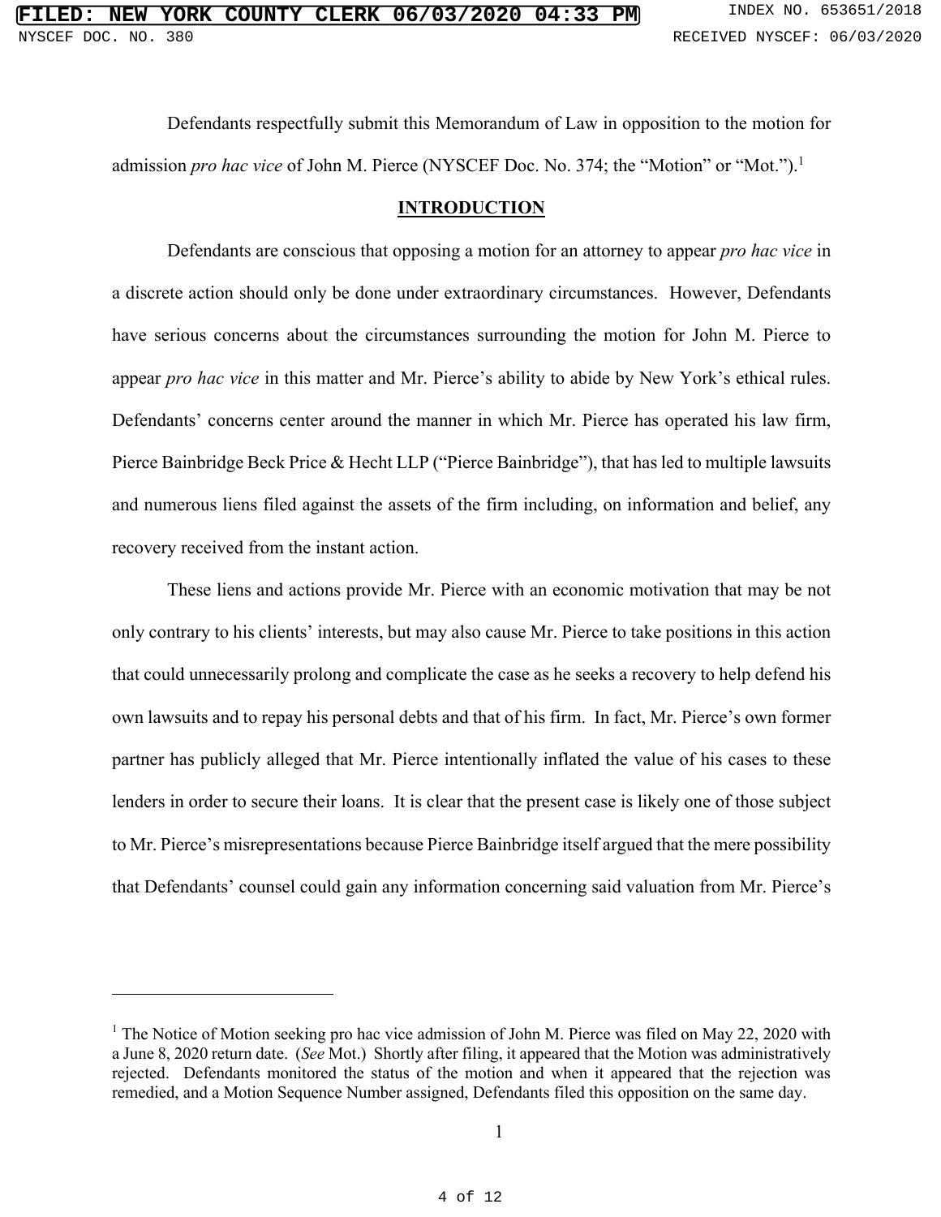Defendants respectfully submit this Memorandum of Law in opposition to the motion for admission *pro hac vice* of John M. Pierce (NYSCEF Doc. No. 374; the "Motion" or "Mot.").[1]

## INTRODUCTION

Defendants are conscious that opposing a motion for an attorney to appear *pro hac vice* in a discrete action should only be done under extraordinary circumstances. However, Defendants have serious concerns about the circumstances surrounding the motion for John M. Pierce to appear *pro hac vice* in this matter and Mr. Pierce's ability to abide by New York's ethical rules. Defendants' concerns center around the manner in which Mr. Pierce has operated his law firm, Pierce Bainbridge Beck Price & Hecht LLP ("Pierce Bainbridge"), that has led to multiple lawsuits and numerous liens filed against the assets of the firm including, on information and belief, any recovery received from the instant action.

These liens and actions provide Mr. Pierce with an economic motivation that may be not only contrary to his clients' interests, but may also cause Mr. Pierce to take positions in this action that could unnecessarily prolong and complicate the case as he seeks a recovery to help defend his own lawsuits and to repay his personal debts and that of his firm. In fact, Mr. Pierce's own former partner has publicly alleged that Mr. Pierce intentionally inflated the value of his cases to these lenders in order to secure their loans. It is clear that the present case is likely one of those subject to Mr. Pierce's misrepresentations because Pierce Bainbridge itself argued that the mere possibility that Defendants' counsel could gain any information concerning said valuation from Mr. Pierce's

---

[1] The Notice of Motion seeking pro hac vice admission of John M. Pierce was filed on May 22, 2020 with a June 8, 2020 return date. (*See* Mot.) Shortly after filing, it appeared that the Motion was administratively rejected. Defendants monitored the status of the motion and when it appeared that the rejection was remedied, and a Motion Sequence Number assigned, Defendants filed this opposition on the same day.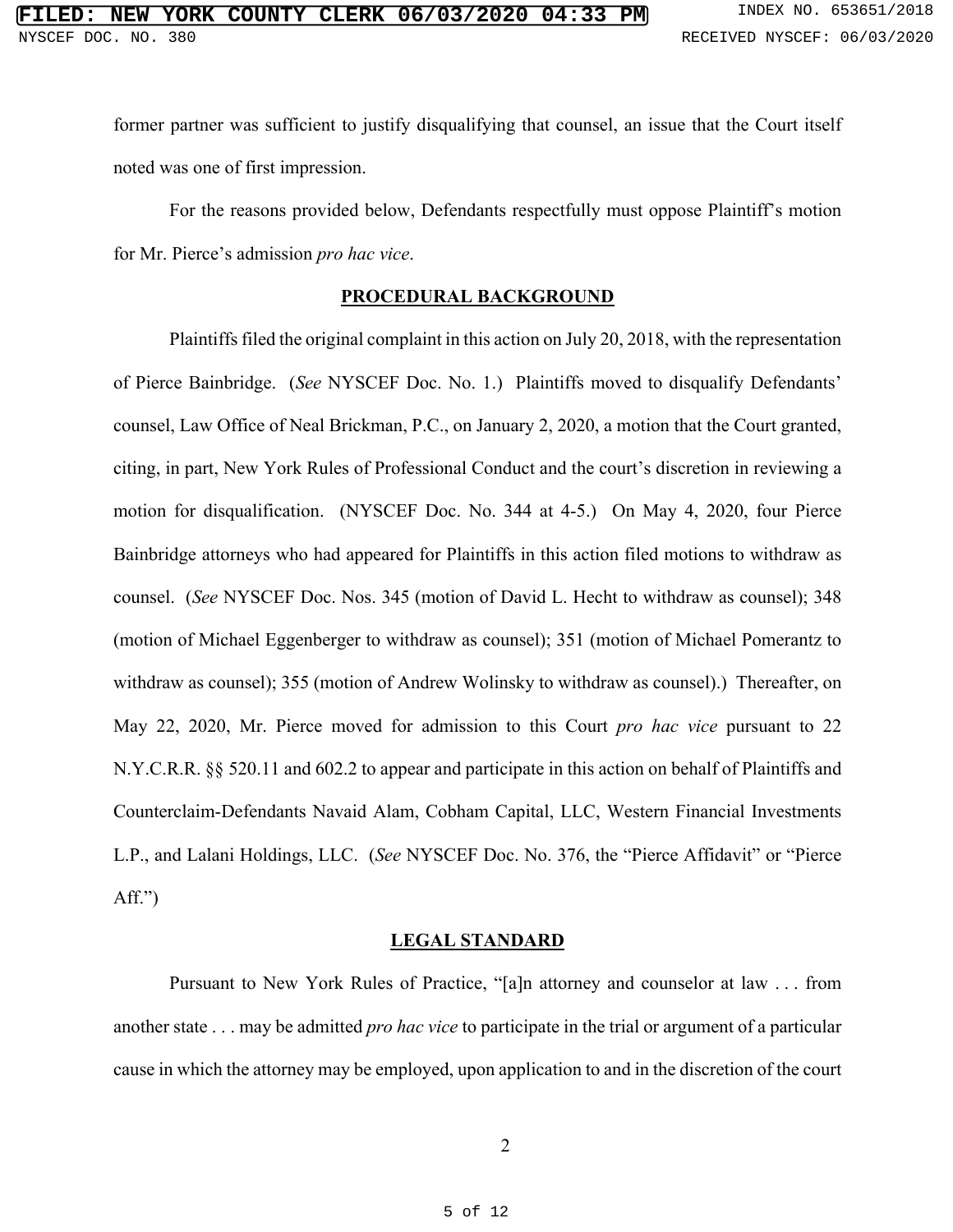former partner was sufficient to justify disqualifying that counsel, an issue that the Court itself noted was one of first impression.

For the reasons provided below, Defendants respectfully must oppose Plaintiff's motion for Mr. Pierce's admission *pro hac vice*.

## PROCEDURAL BACKGROUND

Plaintiffs filed the original complaint in this action on July 20, 2018, with the representation of Pierce Bainbridge. (*See* NYSCEF Doc. No. 1.) Plaintiffs moved to disqualify Defendants' counsel, Law Office of Neal Brickman, P.C., on January 2, 2020, a motion that the Court granted, citing, in part, New York Rules of Professional Conduct and the court's discretion in reviewing a motion for disqualification. (NYSCEF Doc. No. 344 at 4-5.) On May 4, 2020, four Pierce Bainbridge attorneys who had appeared for Plaintiffs in this action filed motions to withdraw as counsel. (*See* NYSCEF Doc. Nos. 345 (motion of David L. Hecht to withdraw as counsel); 348 (motion of Michael Eggenberger to withdraw as counsel); 351 (motion of Michael Pomerantz to withdraw as counsel); 355 (motion of Andrew Wolinsky to withdraw as counsel).) Thereafter, on May 22, 2020, Mr. Pierce moved for admission to this Court *pro hac vice* pursuant to 22 N.Y.C.R.R. §§ 520.11 and 602.2 to appear and participate in this action on behalf of Plaintiffs and Counterclaim-Defendants Navaid Alam, Cobham Capital, LLC, Western Financial Investments L.P., and Lalani Holdings, LLC. (*See* NYSCEF Doc. No. 376, the "Pierce Affidavit" or "Pierce Aff.")

## LEGAL STANDARD

Pursuant to New York Rules of Practice, "[a]n attorney and counselor at law . . . from another state . . . may be admitted *pro hac vice* to participate in the trial or argument of a particular cause in which the attorney may be employed, upon application to and in the discretion of the court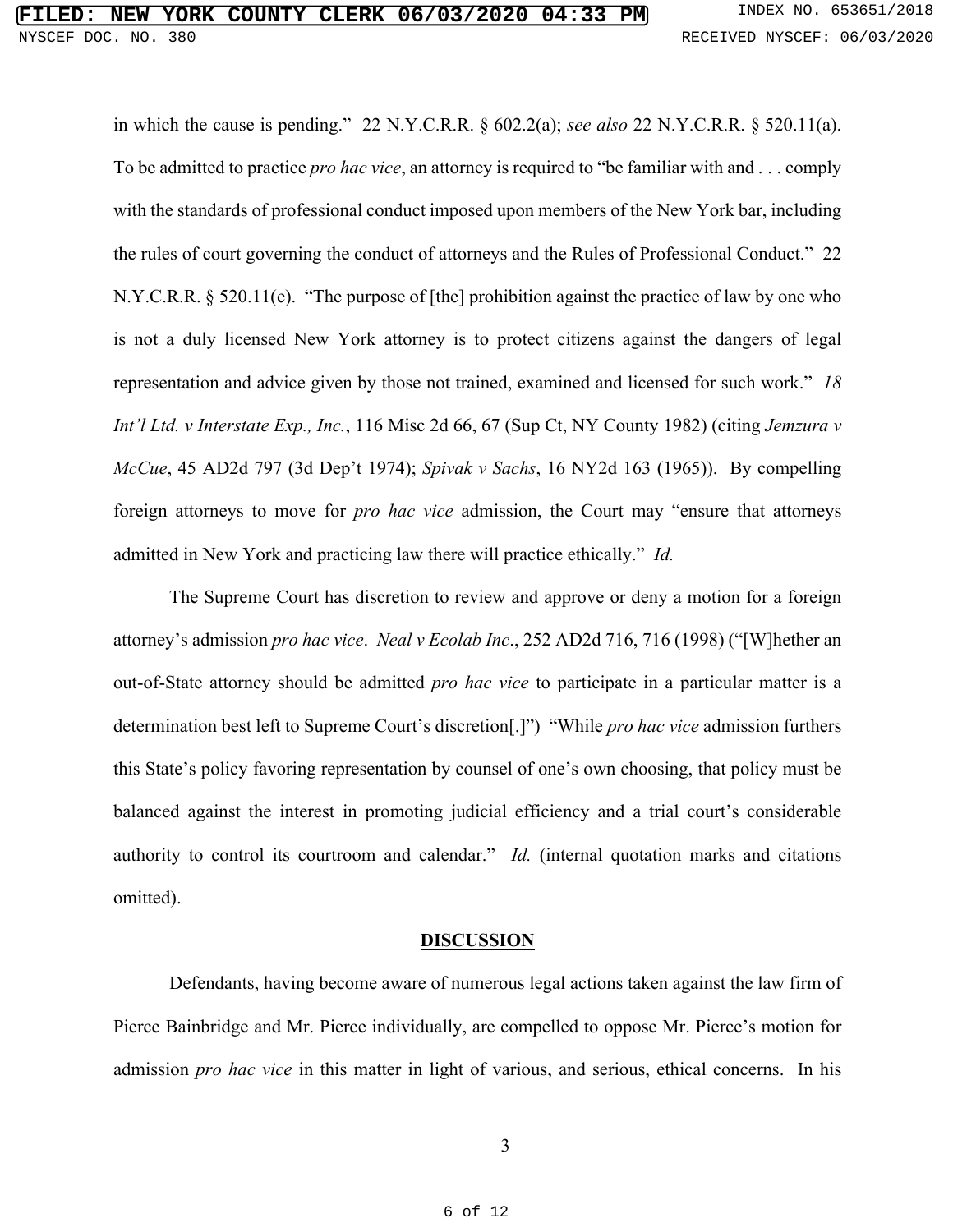in which the cause is pending." 22 N.Y.C.R.R. § 602.2(a); *see also* 22 N.Y.C.R.R. § 520.11(a). To be admitted to practice *pro hac vice*, an attorney is required to "be familiar with and . . . comply with the standards of professional conduct imposed upon members of the New York bar, including the rules of court governing the conduct of attorneys and the Rules of Professional Conduct." 22 N.Y.C.R.R. § 520.11(e). "The purpose of [the] prohibition against the practice of law by one who is not a duly licensed New York attorney is to protect citizens against the dangers of legal representation and advice given by those not trained, examined and licensed for such work." *18 Int'l Ltd. v Interstate Exp., Inc.*, 116 Misc 2d 66, 67 (Sup Ct, NY County 1982) (citing *Jemzura v McCue*, 45 AD2d 797 (3d Dep't 1974); *Spivak v Sachs*, 16 NY2d 163 (1965)). By compelling foreign attorneys to move for *pro hac vice* admission, the Court may "ensure that attorneys admitted in New York and practicing law there will practice ethically." *Id.*

The Supreme Court has discretion to review and approve or deny a motion for a foreign attorney's admission *pro hac vice*. *Neal v Ecolab Inc*., 252 AD2d 716, 716 (1998) ("[W]hether an out-of-State attorney should be admitted *pro hac vice* to participate in a particular matter is a determination best left to Supreme Court's discretion[.]") "While *pro hac vice* admission furthers this State's policy favoring representation by counsel of one's own choosing, that policy must be balanced against the interest in promoting judicial efficiency and a trial court's considerable authority to control its courtroom and calendar." *Id.* (internal quotation marks and citations omitted).

## DISCUSSION

Defendants, having become aware of numerous legal actions taken against the law firm of Pierce Bainbridge and Mr. Pierce individually, are compelled to oppose Mr. Pierce's motion for admission *pro hac vice* in this matter in light of various, and serious, ethical concerns. In his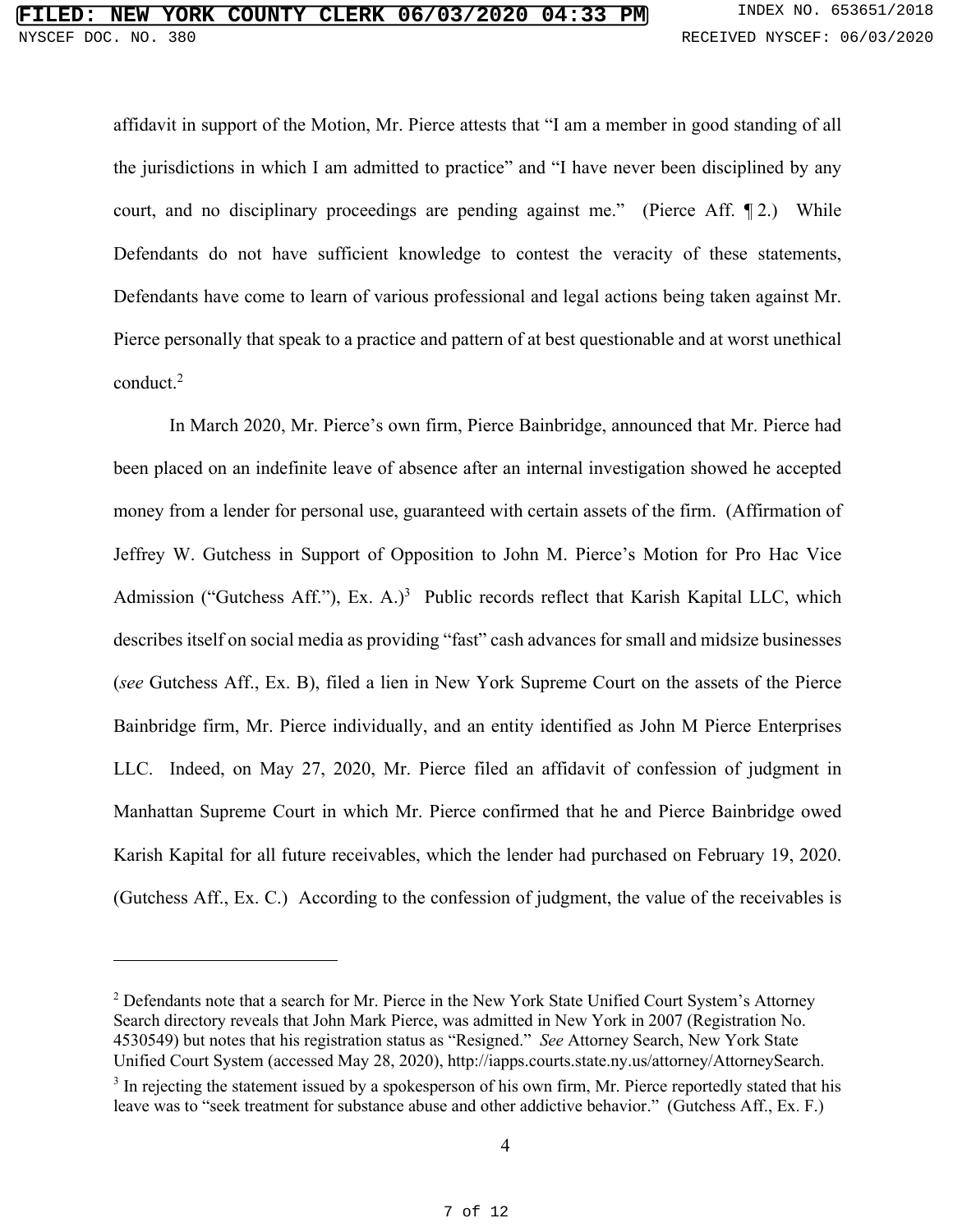affidavit in support of the Motion, Mr. Pierce attests that "I am a member in good standing of all the jurisdictions in which I am admitted to practice" and "I have never been disciplined by any court, and no disciplinary proceedings are pending against me." (Pierce Aff. ¶ 2.) While Defendants do not have sufficient knowledge to contest the veracity of these statements, Defendants have come to learn of various professional and legal actions being taken against Mr. Pierce personally that speak to a practice and pattern of at best questionable and at worst unethical conduct.[2]

In March 2020, Mr. Pierce's own firm, Pierce Bainbridge, announced that Mr. Pierce had been placed on an indefinite leave of absence after an internal investigation showed he accepted money from a lender for personal use, guaranteed with certain assets of the firm. (Affirmation of Jeffrey W. Gutchess in Support of Opposition to John M. Pierce's Motion for Pro Hac Vice Admission ("Gutchess Aff."), Ex. A.)[3] Public records reflect that Karish Kapital LLC, which describes itself on social media as providing "fast" cash advances for small and midsize businesses (*see* Gutchess Aff., Ex. B), filed a lien in New York Supreme Court on the assets of the Pierce Bainbridge firm, Mr. Pierce individually, and an entity identified as John M Pierce Enterprises LLC. Indeed, on May 27, 2020, Mr. Pierce filed an affidavit of confession of judgment in Manhattan Supreme Court in which Mr. Pierce confirmed that he and Pierce Bainbridge owed Karish Kapital for all future receivables, which the lender had purchased on February 19, 2020. (Gutchess Aff., Ex. C.) According to the confession of judgment, the value of the receivables is

---

[2] Defendants note that a search for Mr. Pierce in the New York State Unified Court System's Attorney Search directory reveals that John Mark Pierce, was admitted in New York in 2007 (Registration No. 4530549) but notes that his registration status as "Resigned." *See* Attorney Search, New York State Unified Court System (accessed May 28, 2020), http://iapps.courts.state.ny.us/attorney/AttorneySearch.

[3] In rejecting the statement issued by a spokesperson of his own firm, Mr. Pierce reportedly stated that his leave was to "seek treatment for substance abuse and other addictive behavior." (Gutchess Aff., Ex. F.)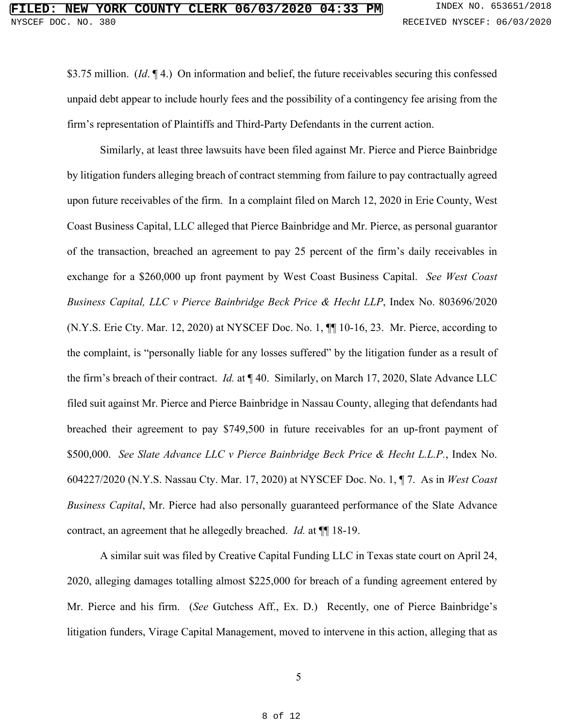$3.75 million. (*Id*. ¶ 4.) On information and belief, the future receivables securing this confessed unpaid debt appear to include hourly fees and the possibility of a contingency fee arising from the firm's representation of Plaintiffs and Third-Party Defendants in the current action.

Similarly, at least three lawsuits have been filed against Mr. Pierce and Pierce Bainbridge by litigation funders alleging breach of contract stemming from failure to pay contractually agreed upon future receivables of the firm. In a complaint filed on March 12, 2020 in Erie County, West Coast Business Capital, LLC alleged that Pierce Bainbridge and Mr. Pierce, as personal guarantor of the transaction, breached an agreement to pay 25 percent of the firm's daily receivables in exchange for a $260,000 up front payment by West Coast Business Capital. *See West Coast Business Capital, LLC v Pierce Bainbridge Beck Price & Hecht LLP*, Index No. 803696/2020 (N.Y.S. Erie Cty. Mar. 12, 2020) at NYSCEF Doc. No. 1, ¶¶ 10-16, 23. Mr. Pierce, according to the complaint, is "personally liable for any losses suffered" by the litigation funder as a result of the firm's breach of their contract. *Id.* at ¶ 40. Similarly, on March 17, 2020, Slate Advance LLC filed suit against Mr. Pierce and Pierce Bainbridge in Nassau County, alleging that defendants had breached their agreement to pay $749,500 in future receivables for an up-front payment of $500,000. *See Slate Advance LLC v Pierce Bainbridge Beck Price & Hecht L.L.P.*, Index No. 604227/2020 (N.Y.S. Nassau Cty. Mar. 17, 2020) at NYSCEF Doc. No. 1, ¶ 7. As in *West Coast Business Capital*, Mr. Pierce had also personally guaranteed performance of the Slate Advance contract, an agreement that he allegedly breached. *Id.* at ¶¶ 18-19.

A similar suit was filed by Creative Capital Funding LLC in Texas state court on April 24, 2020, alleging damages totalling almost $225,000 for breach of a funding agreement entered by Mr. Pierce and his firm. (*See* Gutchess Aff., Ex. D.) Recently, one of Pierce Bainbridge's litigation funders, Virage Capital Management, moved to intervene in this action, alleging that as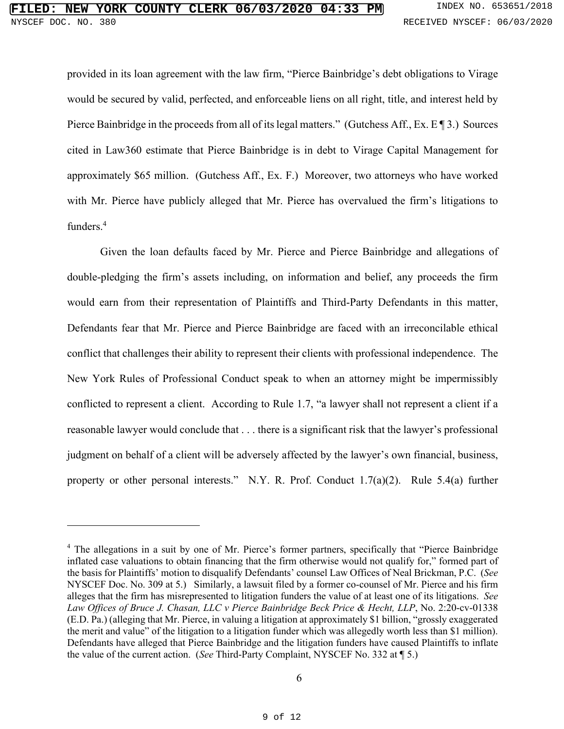provided in its loan agreement with the law firm, "Pierce Bainbridge's debt obligations to Virage would be secured by valid, perfected, and enforceable liens on all right, title, and interest held by Pierce Bainbridge in the proceeds from all of its legal matters." (Gutchess Aff., Ex. E ¶ 3.) Sources cited in Law360 estimate that Pierce Bainbridge is in debt to Virage Capital Management for approximately $65 million. (Gutchess Aff., Ex. F.) Moreover, two attorneys who have worked with Mr. Pierce have publicly alleged that Mr. Pierce has overvalued the firm's litigations to funders.[4]

Given the loan defaults faced by Mr. Pierce and Pierce Bainbridge and allegations of double-pledging the firm's assets including, on information and belief, any proceeds the firm would earn from their representation of Plaintiffs and Third-Party Defendants in this matter, Defendants fear that Mr. Pierce and Pierce Bainbridge are faced with an irreconcilable ethical conflict that challenges their ability to represent their clients with professional independence. The New York Rules of Professional Conduct speak to when an attorney might be impermissibly conflicted to represent a client. According to Rule 1.7, "a lawyer shall not represent a client if a reasonable lawyer would conclude that . . . there is a significant risk that the lawyer's professional judgment on behalf of a client will be adversely affected by the lawyer's own financial, business, property or other personal interests." N.Y. R. Prof. Conduct 1.7(a)(2). Rule 5.4(a) further

---

[4] The allegations in a suit by one of Mr. Pierce's former partners, specifically that "Pierce Bainbridge inflated case valuations to obtain financing that the firm otherwise would not qualify for," formed part of the basis for Plaintiffs' motion to disqualify Defendants' counsel Law Offices of Neal Brickman, P.C. (*See* NYSCEF Doc. No. 309 at 5.) Similarly, a lawsuit filed by a former co-counsel of Mr. Pierce and his firm alleges that the firm has misrepresented to litigation funders the value of at least one of its litigations. *See Law Offices of Bruce J. Chasan, LLC v Pierce Bainbridge Beck Price & Hecht, LLP*, No. 2:20-cv-01338 (E.D. Pa.) (alleging that Mr. Pierce, in valuing a litigation at approximately $1 billion, "grossly exaggerated the merit and value" of the litigation to a litigation funder which was allegedly worth less than $1 million). Defendants have alleged that Pierce Bainbridge and the litigation funders have caused Plaintiffs to inflate the value of the current action. (*See* Third-Party Complaint, NYSCEF No. 332 at ¶ 5.)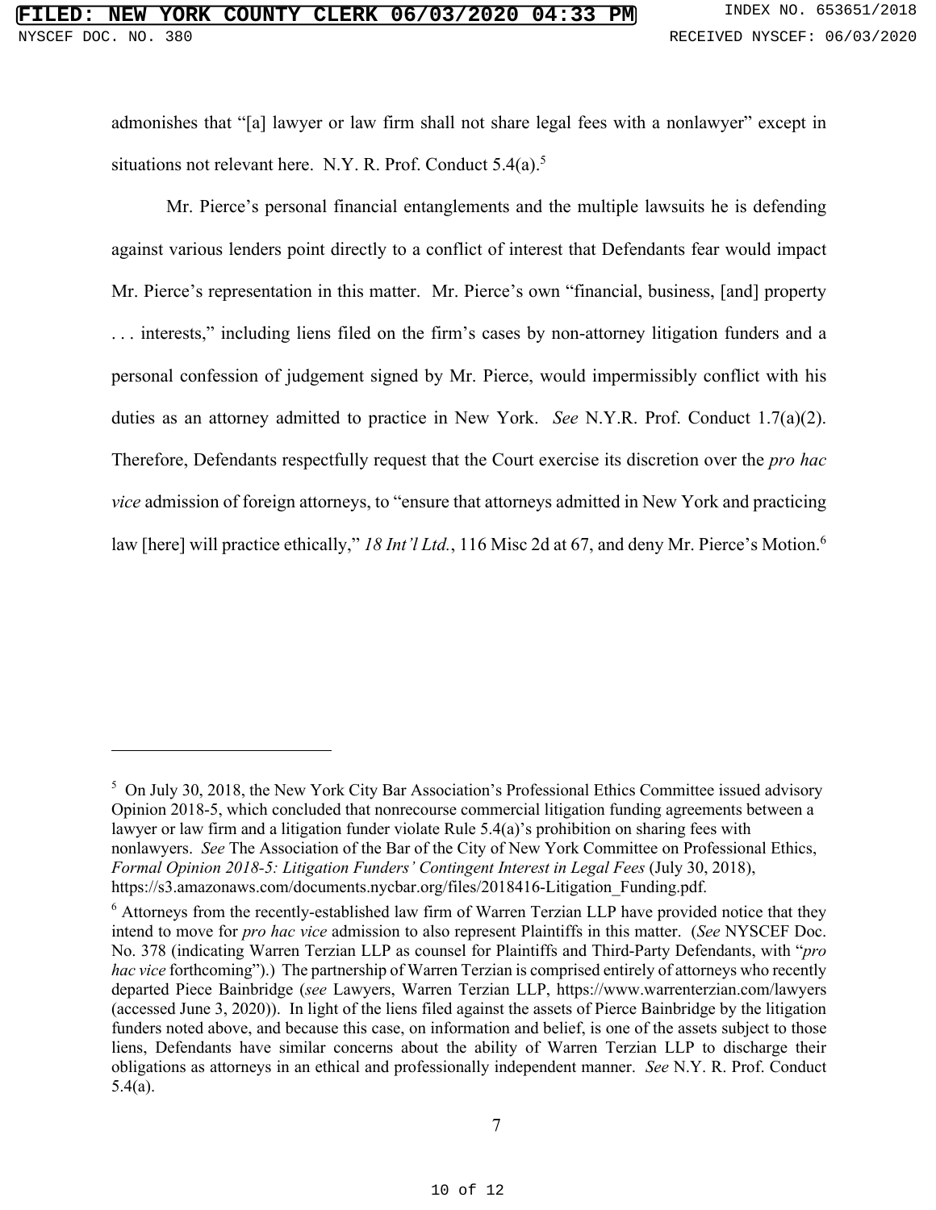admonishes that "[a] lawyer or law firm shall not share legal fees with a nonlawyer" except in situations not relevant here. N.Y. R. Prof. Conduct 5.4(a).[5]

Mr. Pierce's personal financial entanglements and the multiple lawsuits he is defending against various lenders point directly to a conflict of interest that Defendants fear would impact Mr. Pierce's representation in this matter. Mr. Pierce's own "financial, business, [and] property . . . interests," including liens filed on the firm's cases by non-attorney litigation funders and a personal confession of judgement signed by Mr. Pierce, would impermissibly conflict with his duties as an attorney admitted to practice in New York. *See* N.Y.R. Prof. Conduct 1.7(a)(2). Therefore, Defendants respectfully request that the Court exercise its discretion over the *pro hac vice* admission of foreign attorneys, to "ensure that attorneys admitted in New York and practicing law [here] will practice ethically," *18 Int'l Ltd.*, 116 Misc 2d at 67, and deny Mr. Pierce's Motion.[6]

---

[5] On July 30, 2018, the New York City Bar Association's Professional Ethics Committee issued advisory Opinion 2018-5, which concluded that nonrecourse commercial litigation funding agreements between a lawyer or law firm and a litigation funder violate Rule 5.4(a)'s prohibition on sharing fees with nonlawyers. *See* The Association of the Bar of the City of New York Committee on Professional Ethics, *Formal Opinion 2018-5: Litigation Funders' Contingent Interest in Legal Fees* (July 30, 2018), https://s3.amazonaws.com/documents.nycbar.org/files/2018416-Litigation_Funding.pdf.

[6] Attorneys from the recently-established law firm of Warren Terzian LLP have provided notice that they intend to move for *pro hac vice* admission to also represent Plaintiffs in this matter. (*See* NYSCEF Doc. No. 378 (indicating Warren Terzian LLP as counsel for Plaintiffs and Third-Party Defendants, with "*pro hac vice* forthcoming").) The partnership of Warren Terzian is comprised entirely of attorneys who recently departed Piece Bainbridge (*see* Lawyers, Warren Terzian LLP, https://www.warrenterzian.com/lawyers (accessed June 3, 2020)). In light of the liens filed against the assets of Pierce Bainbridge by the litigation funders noted above, and because this case, on information and belief, is one of the assets subject to those liens, Defendants have similar concerns about the ability of Warren Terzian LLP to discharge their obligations as attorneys in an ethical and professionally independent manner. *See* N.Y. R. Prof. Conduct 5.4(a).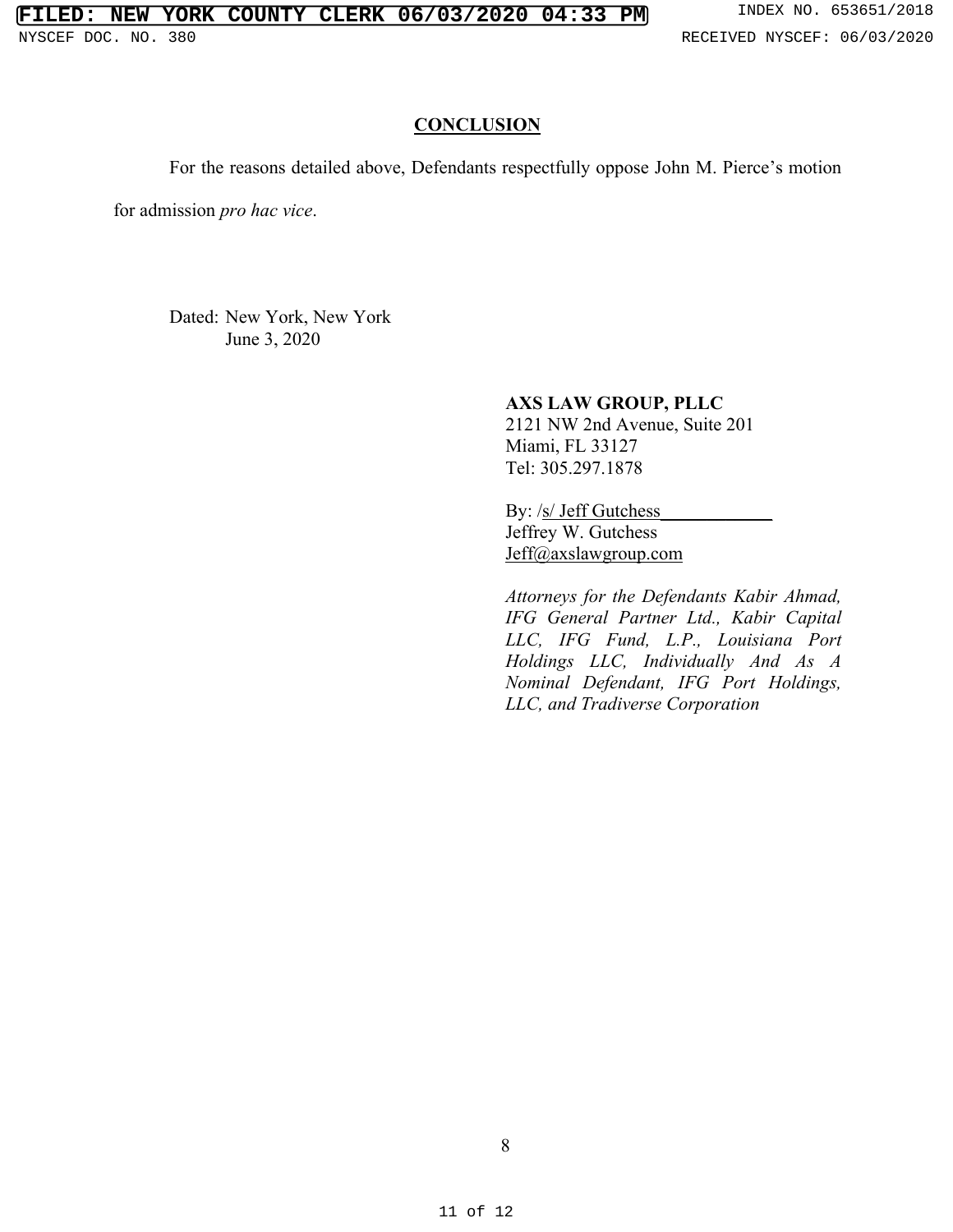## CONCLUSION

For the reasons detailed above, Defendants respectfully oppose John M. Pierce's motion for admission *pro hac vice*.

Dated: New York, New York
June 3, 2020

**AXS LAW GROUP, PLLC**
2121 NW 2nd Avenue, Suite 201
Miami, FL 33127
Tel: 305.297.1878

By: /s/ Jeff Gutchess
Jeffrey W. Gutchess
Jeff@axslawgroup.com

*Attorneys for the Defendants Kabir Ahmad, IFG General Partner Ltd., Kabir Capital LLC, IFG Fund, L.P., Louisiana Port Holdings LLC, Individually And As A Nominal Defendant, IFG Port Holdings, LLC, and Tradiverse Corporation*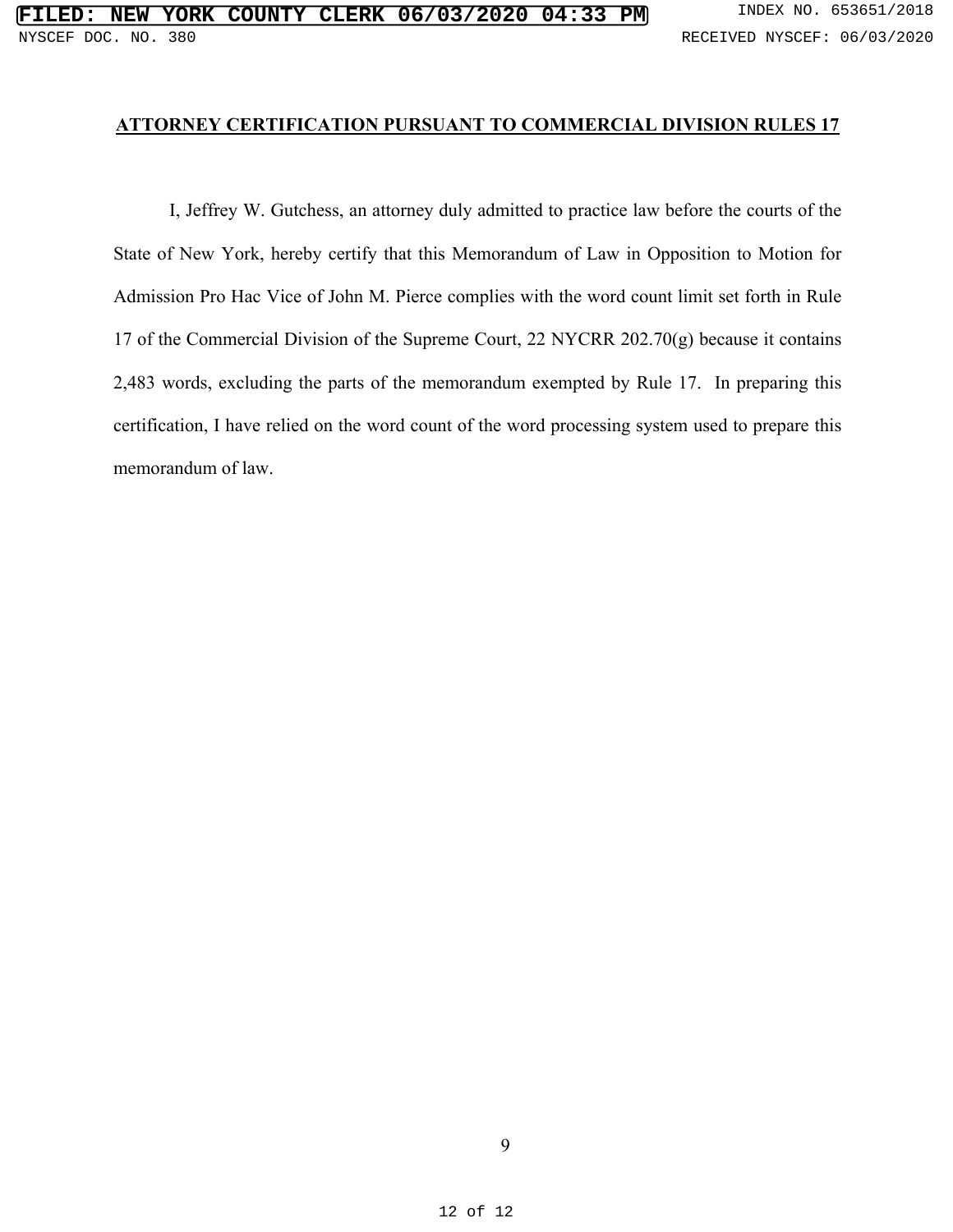## ATTORNEY CERTIFICATION PURSUANT TO COMMERCIAL DIVISION RULES 17

I, Jeffrey W. Gutchess, an attorney duly admitted to practice law before the courts of the State of New York, hereby certify that this Memorandum of Law in Opposition to Motion for Admission Pro Hac Vice of John M. Pierce complies with the word count limit set forth in Rule 17 of the Commercial Division of the Supreme Court, 22 NYCRR 202.70(g) because it contains 2,483 words, excluding the parts of the memorandum exempted by Rule 17. In preparing this certification, I have relied on the word count of the word processing system used to prepare this memorandum of law.